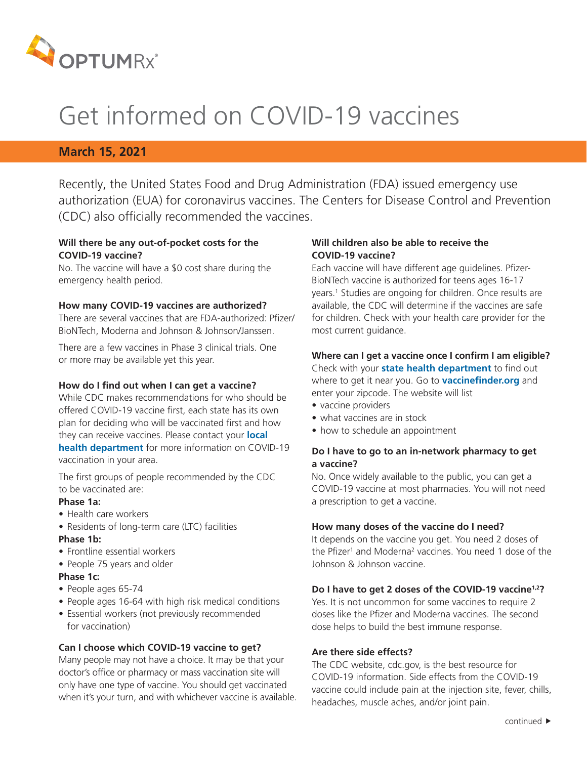# Get informed on COVID-19 vaccines

**March 15, 2021**

Recently, the United States Food and Drug Administration (FDA) issued emergency use authorization (EUA) for coronavirus vaccines. The Centers for Disease Control and Prevention (CDC) also officially recommended the vaccines.

**Will there be any out-of-pocket costs for the COVID-19 vaccine?**
No. The vaccine will have a $0 cost share during the emergency health period.

**How many COVID-19 vaccines are authorized?**
There are several vaccines that are FDA-authorized: Pfizer/BioNTech, Moderna and Johnson & Johnson/Janssen.

There are a few vaccines in Phase 3 clinical trials. One or more may be available yet this year.

**How do I find out when I can get a vaccine?**
While CDC makes recommendations for who should be offered COVID-19 vaccine first, each state has its own plan for deciding who will be vaccinated first and how they can receive vaccines. Please contact your **local health department** for more information on COVID-19 vaccination in your area.

The first groups of people recommended by the CDC to be vaccinated are:

**Phase 1a:**

- Health care workers
- Residents of long-term care (LTC) facilities

**Phase 1b:**

- Frontline essential workers
- People 75 years and older

**Phase 1c:**

- People ages 65-74
- People ages 16-64 with high risk medical conditions
- Essential workers (not previously recommended for vaccination)

**Can I choose which COVID-19 vaccine to get?**
Many people may not have a choice. It may be that your doctor's office or pharmacy or mass vaccination site will only have one type of vaccine. You should get vaccinated when it's your turn, and with whichever vaccine is available.

**Will children also be able to receive the COVID-19 vaccine?**
Each vaccine will have different age guidelines. Pfizer-BioNTech vaccine is authorized for teens ages 16-17 years.[1] Studies are ongoing for children. Once results are available, the CDC will determine if the vaccines are safe for children. Check with your health care provider for the most current guidance.

**Where can I get a vaccine once I confirm I am eligible?**
Check with your **state health department** to find out where to get it near you. Go to **vaccinefinder.org** and enter your zipcode. The website will list

- vaccine providers
- what vaccines are in stock
- how to schedule an appointment

**Do I have to go to an in-network pharmacy to get a vaccine?**
No. Once widely available to the public, you can get a COVID-19 vaccine at most pharmacies. You will not need a prescription to get a vaccine.

**How many doses of the vaccine do I need?**
It depends on the vaccine you get. You need 2 doses of the Pfizer[1] and Moderna[2] vaccines. You need 1 dose of the Johnson & Johnson vaccine.

**Do I have to get 2 doses of the COVID-19 vaccine[1,2]?**
Yes. It is not uncommon for some vaccines to require 2 doses like the Pfizer and Moderna vaccines. The second dose helps to build the best immune response.

**Are there side effects?**
The CDC website, cdc.gov, is the best resource for COVID-19 information. Side effects from the COVID-19 vaccine could include pain at the injection site, fever, chills, headaches, muscle aches, and/or joint pain.

continued ▶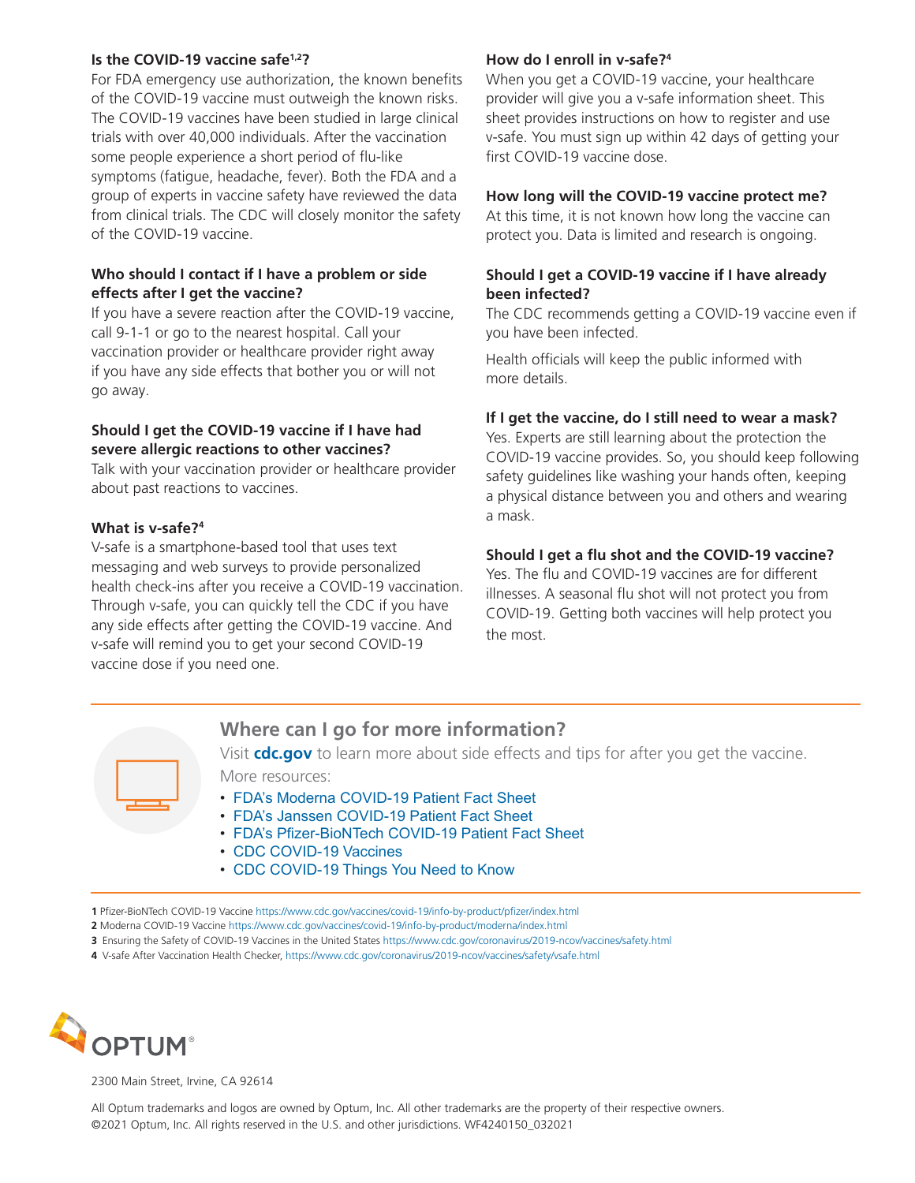### Is the COVID-19 vaccine safe[1,2]?

For FDA emergency use authorization, the known benefits of the COVID-19 vaccine must outweigh the known risks. The COVID-19 vaccines have been studied in large clinical trials with over 40,000 individuals. After the vaccination some people experience a short period of flu-like symptoms (fatigue, headache, fever). Both the FDA and a group of experts in vaccine safety have reviewed the data from clinical trials. The CDC will closely monitor the safety of the COVID-19 vaccine.

### Who should I contact if I have a problem or side effects after I get the vaccine?

If you have a severe reaction after the COVID-19 vaccine, call 9-1-1 or go to the nearest hospital. Call your vaccination provider or healthcare provider right away if you have any side effects that bother you or will not go away.

### Should I get the COVID-19 vaccine if I have had severe allergic reactions to other vaccines?

Talk with your vaccination provider or healthcare provider about past reactions to vaccines.

### What is v-safe?[4]

V-safe is a smartphone-based tool that uses text messaging and web surveys to provide personalized health check-ins after you receive a COVID-19 vaccination. Through v-safe, you can quickly tell the CDC if you have any side effects after getting the COVID-19 vaccine. And v-safe will remind you to get your second COVID-19 vaccine dose if you need one.

### How do I enroll in v-safe?[4]

When you get a COVID-19 vaccine, your healthcare provider will give you a v-safe information sheet. This sheet provides instructions on how to register and use v-safe. You must sign up within 42 days of getting your first COVID-19 vaccine dose.

### How long will the COVID-19 vaccine protect me?

At this time, it is not known how long the vaccine can protect you. Data is limited and research is ongoing.

### Should I get a COVID-19 vaccine if I have already been infected?

The CDC recommends getting a COVID-19 vaccine even if you have been infected.

Health officials will keep the public informed with more details.

### If I get the vaccine, do I still need to wear a mask?

Yes. Experts are still learning about the protection the COVID-19 vaccine provides. So, you should keep following safety guidelines like washing your hands often, keeping a physical distance between you and others and wearing a mask.

### Should I get a flu shot and the COVID-19 vaccine?

Yes. The flu and COVID-19 vaccines are for different illnesses. A seasonal flu shot will not protect you from COVID-19. Getting both vaccines will help protect you the most.

---

## Where can I go for more information?

Visit **cdc.gov** to learn more about side effects and tips for after you get the vaccine.

More resources:

- FDA's Moderna COVID-19 Patient Fact Sheet
- FDA's Janssen COVID-19 Patient Fact Sheet
- FDA's Pfizer-BioNTech COVID-19 Patient Fact Sheet
- CDC COVID-19 Vaccines
- CDC COVID-19 Things You Need to Know

---

**1** Pfizer-BioNTech COVID-19 Vaccine https://www.cdc.gov/vaccines/covid-19/info-by-product/pfizer/index.html

**2** Moderna COVID-19 Vaccine https://www.cdc.gov/vaccines/covid-19/info-by-product/moderna/index.html

**3** Ensuring the Safety of COVID-19 Vaccines in the United States https://www.cdc.gov/coronavirus/2019-ncov/vaccines/safety.html

**4** V-safe After Vaccination Health Checker, https://www.cdc.gov/coronavirus/2019-ncov/vaccines/safety/vsafe.html

OPTUM®

2300 Main Street, Irvine, CA 92614

All Optum trademarks and logos are owned by Optum, Inc. All other trademarks are the property of their respective owners.
©2021 Optum, Inc. All rights reserved in the U.S. and other jurisdictions. WF4240150_032021